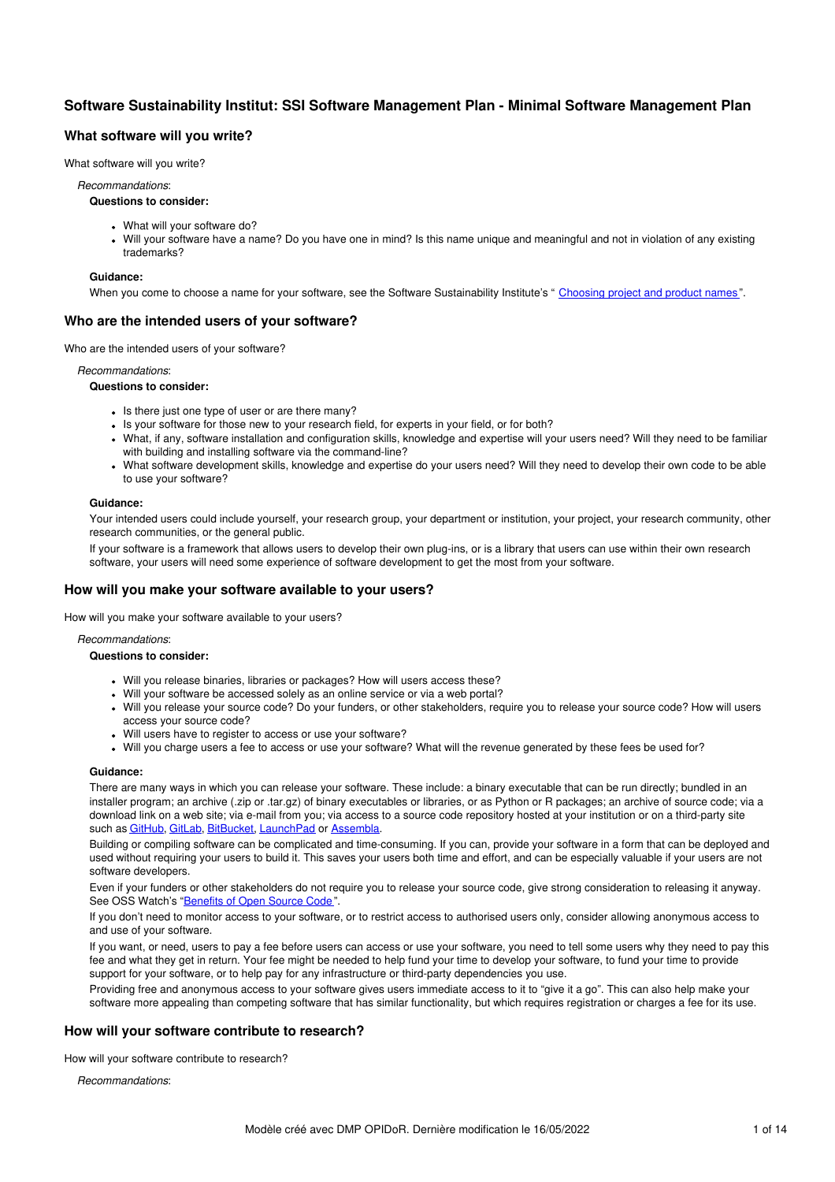# Software Sustainability Institut: SSI Software Management Plan - Minimal Software Management Plan

## What software will you write?

What software will you write?

*Recommandations*:

**Questions to consider:**

- What will your software do?
- Will your software have a name? Do you have one in mind? Is this name unique and meaningful and not in violation of any existing trademarks?

**Guidance:**

When you come to choose a name for your software, see the Software Sustainability Institute's " [Choosing project and product names](#) ".

## Who are the intended users of your software?

Who are the intended users of your software?

*Recommandations*:

**Questions to consider:**

- Is there just one type of user or are there many?
- Is your software for those new to your research field, for experts in your field, or for both?
- What, if any, software installation and configuration skills, knowledge and expertise will your users need? Will they need to be familiar with building and installing software via the command-line?
- What software development skills, knowledge and expertise do your users need? Will they need to develop their own code to be able to use your software?

**Guidance:**

Your intended users could include yourself, your research group, your department or institution, your project, your research community, other research communities, or the general public.

If your software is a framework that allows users to develop their own plug-ins, or is a library that users can use within their own research software, your users will need some experience of software development to get the most from your software.

## How will you make your software available to your users?

How will you make your software available to your users?

*Recommandations*:

**Questions to consider:**

- Will you release binaries, libraries or packages? How will users access these?
- Will your software be accessed solely as an online service or via a web portal?
- Will you release your source code? Do your funders, or other stakeholders, require you to release your source code? How will users access your source code?
- Will users have to register to access or use your software?
- Will you charge users a fee to access or use your software? What will the revenue generated by these fees be used for?

**Guidance:**

There are many ways in which you can release your software. These include: a binary executable that can be run directly; bundled in an installer program; an archive (.zip or .tar.gz) of binary executables or libraries, or as Python or R packages; an archive of source code; via a download link on a web site; via e-mail from you; via access to a source code repository hosted at your institution or on a third-party site such as [GitHub](#), [GitLab](#), [BitBucket](#), [LaunchPad](#) or [Assembla](#).

Building or compiling software can be complicated and time-consuming. If you can, provide your software in a form that can be deployed and used without requiring your users to build it. This saves your users both time and effort, and can be especially valuable if your users are not software developers.

Even if your funders or other stakeholders do not require you to release your source code, give strong consideration to releasing it anyway. See OSS Watch's "[Benefits of Open Source Code](#) ".

If you don't need to monitor access to your software, or to restrict access to authorised users only, consider allowing anonymous access to and use of your software.

If you want, or need, users to pay a fee before users can access or use your software, you need to tell some users why they need to pay this fee and what they get in return. Your fee might be needed to help fund your time to develop your software, to fund your time to provide support for your software, or to help pay for any infrastructure or third-party dependencies you use.

Providing free and anonymous access to your software gives users immediate access to it to "give it a go". This can also help make your software more appealing than competing software that has similar functionality, but which requires registration or charges a fee for its use.

## How will your software contribute to research?

How will your software contribute to research?

*Recommandations*: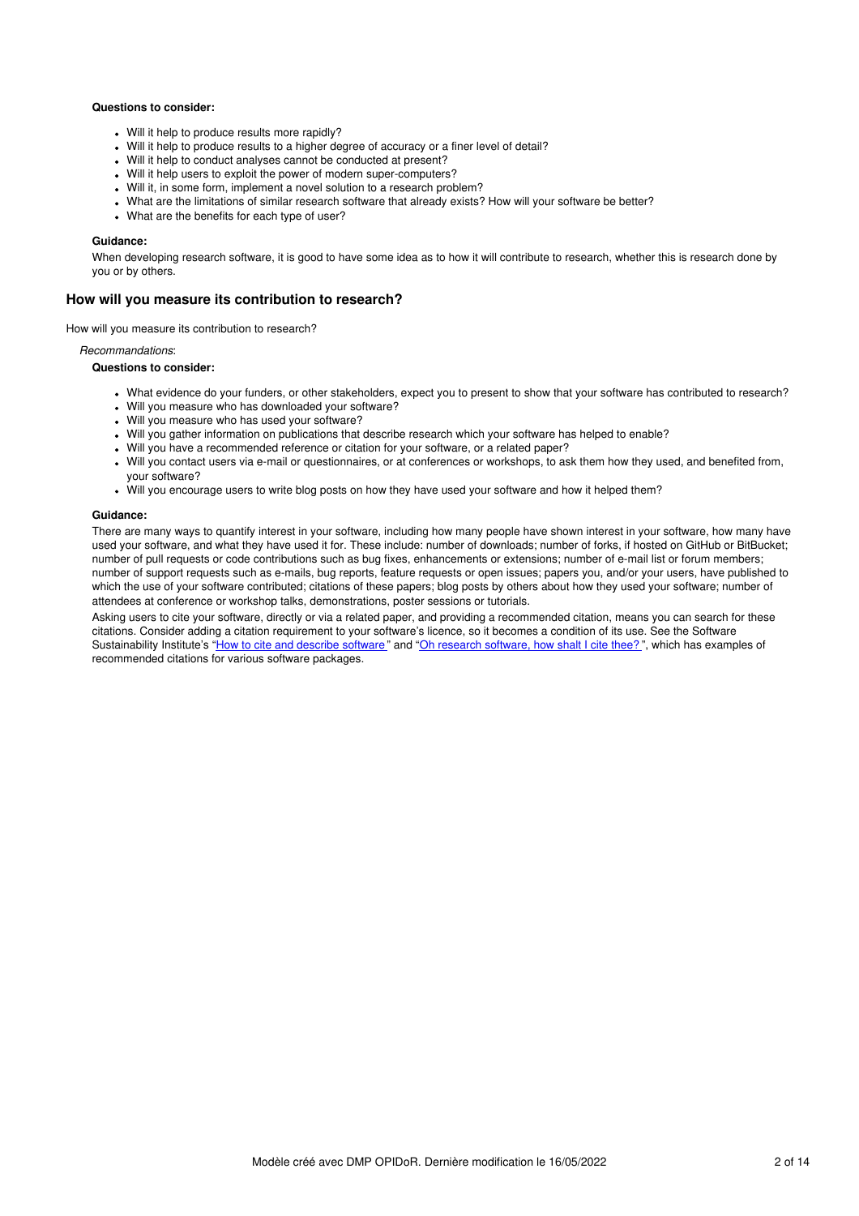**Questions to consider:**

- Will it help to produce results more rapidly?
- Will it help to produce results to a higher degree of accuracy or a finer level of detail?
- Will it help to conduct analyses cannot be conducted at present?
- Will it help users to exploit the power of modern super-computers?
- Will it, in some form, implement a novel solution to a research problem?
- What are the limitations of similar research software that already exists? How will your software be better?
- What are the benefits for each type of user?

**Guidance:**

When developing research software, it is good to have some idea as to how it will contribute to research, whether this is research done by you or by others.

### How will you measure its contribution to research?

How will you measure its contribution to research?

*Recommandations*:

**Questions to consider:**

- What evidence do your funders, or other stakeholders, expect you to present to show that your software has contributed to research?
- Will you measure who has downloaded your software?
- Will you measure who has used your software?
- Will you gather information on publications that describe research which your software has helped to enable?
- Will you have a recommended reference or citation for your software, or a related paper?
- Will you contact users via e-mail or questionnaires, or at conferences or workshops, to ask them how they used, and benefited from, your software?
- Will you encourage users to write blog posts on how they have used your software and how it helped them?

**Guidance:**

There are many ways to quantify interest in your software, including how many people have shown interest in your software, how many have used your software, and what they have used it for. These include: number of downloads; number of forks, if hosted on GitHub or BitBucket; number of pull requests or code contributions such as bug fixes, enhancements or extensions; number of e-mail list or forum members; number of support requests such as e-mails, bug reports, feature requests or open issues; papers you, and/or your users, have published to which the use of your software contributed; citations of these papers; blog posts by others about how they used your software; number of attendees at conference or workshop talks, demonstrations, poster sessions or tutorials.

Asking users to cite your software, directly or via a related paper, and providing a recommended citation, means you can search for these citations. Consider adding a citation requirement to your software's licence, so it becomes a condition of its use. See the Software Sustainability Institute's "How to cite and describe software" and "Oh research software, how shalt I cite thee?", which has examples of recommended citations for various software packages.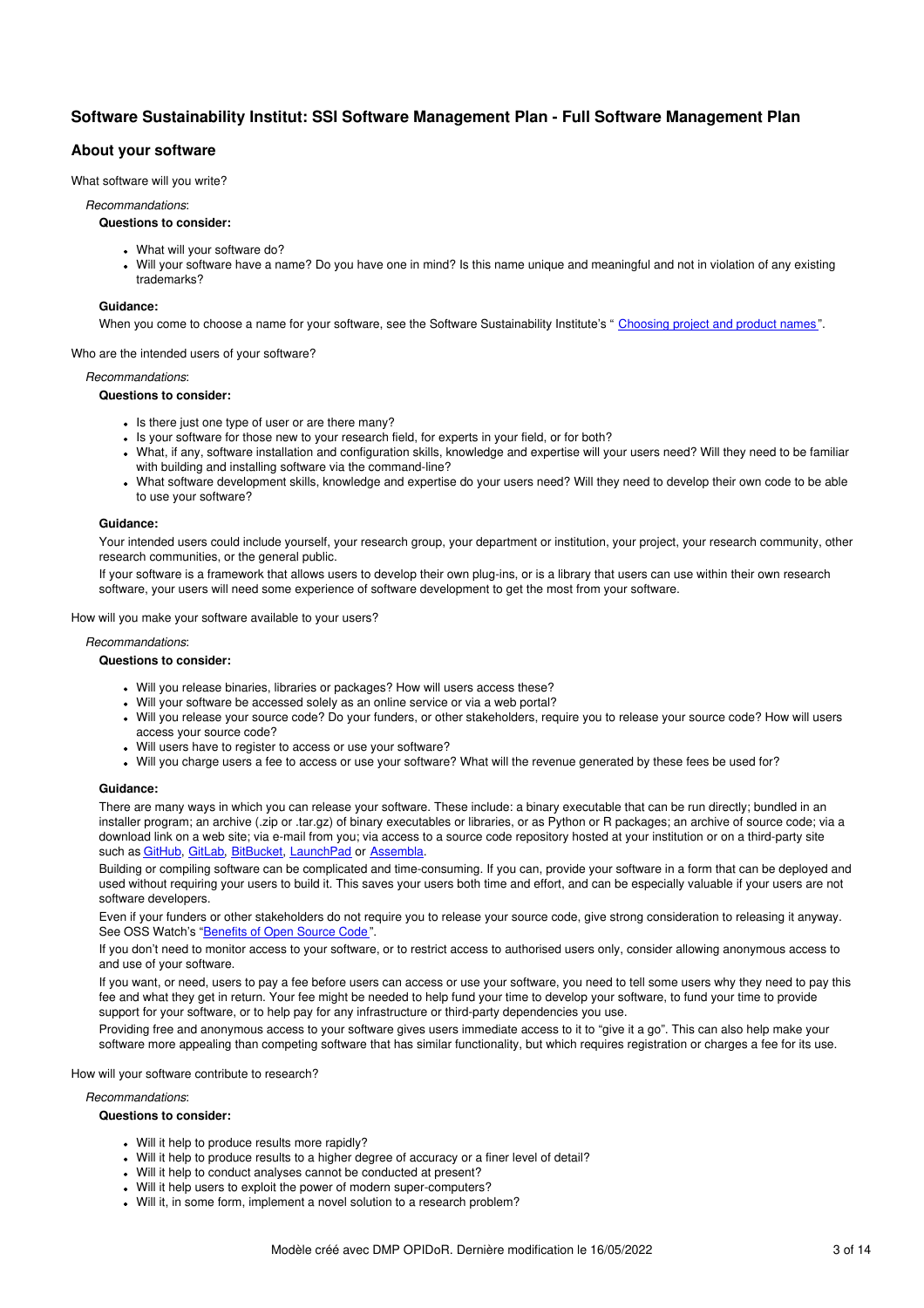## Software Sustainability Institut: SSI Software Management Plan - Full Software Management Plan

### About your software

What software will you write?

*Recommandations*:

**Questions to consider:**

- What will your software do?
- Will your software have a name? Do you have one in mind? Is this name unique and meaningful and not in violation of any existing trademarks?

**Guidance:**

When you come to choose a name for your software, see the Software Sustainability Institute's " [Choosing project and product names](#) ".

Who are the intended users of your software?

*Recommandations*:

**Questions to consider:**

- Is there just one type of user or are there many?
- Is your software for those new to your research field, for experts in your field, or for both?
- What, if any, software installation and configuration skills, knowledge and expertise will your users need? Will they need to be familiar with building and installing software via the command-line?
- What software development skills, knowledge and expertise do your users need? Will they need to develop their own code to be able to use your software?

**Guidance:**

Your intended users could include yourself, your research group, your department or institution, your project, your research community, other research communities, or the general public.

If your software is a framework that allows users to develop their own plug-ins, or is a library that users can use within their own research software, your users will need some experience of software development to get the most from your software.

How will you make your software available to your users?

*Recommandations*:

**Questions to consider:**

- Will you release binaries, libraries or packages? How will users access these?
- Will your software be accessed solely as an online service or via a web portal?
- Will you release your source code? Do your funders, or other stakeholders, require you to release your source code? How will users access your source code?
- Will users have to register to access or use your software?
- Will you charge users a fee to access or use your software? What will the revenue generated by these fees be used for?

**Guidance:**

There are many ways in which you can release your software. These include: a binary executable that can be run directly; bundled in an installer program; an archive (.zip or .tar.gz) of binary executables or libraries, or as Python or R packages; an archive of source code; via a download link on a web site; via e-mail from you; via access to a source code repository hosted at your institution or on a third-party site such as [GitHub](#), [GitLab](#), [BitBucket](#), [LaunchPad](#) or [Assembla](#).

Building or compiling software can be complicated and time-consuming. If you can, provide your software in a form that can be deployed and used without requiring your users to build it. This saves your users both time and effort, and can be especially valuable if your users are not software developers.

Even if your funders or other stakeholders do not require you to release your source code, give strong consideration to releasing it anyway. See OSS Watch's "[Benefits of Open Source Code](#) ".

If you don't need to monitor access to your software, or to restrict access to authorised users only, consider allowing anonymous access to and use of your software.

If you want, or need, users to pay a fee before users can access or use your software, you need to tell some users why they need to pay this fee and what they get in return. Your fee might be needed to help fund your time to develop your software, to fund your time to provide support for your software, or to help pay for any infrastructure or third-party dependencies you use.

Providing free and anonymous access to your software gives users immediate access to it to "give it a go". This can also help make your software more appealing than competing software that has similar functionality, but which requires registration or charges a fee for its use.

How will your software contribute to research?

*Recommandations*:

**Questions to consider:**

- Will it help to produce results more rapidly?
- Will it help to produce results to a higher degree of accuracy or a finer level of detail?
- Will it help to conduct analyses cannot be conducted at present?
- Will it help users to exploit the power of modern super-computers?
- Will it, in some form, implement a novel solution to a research problem?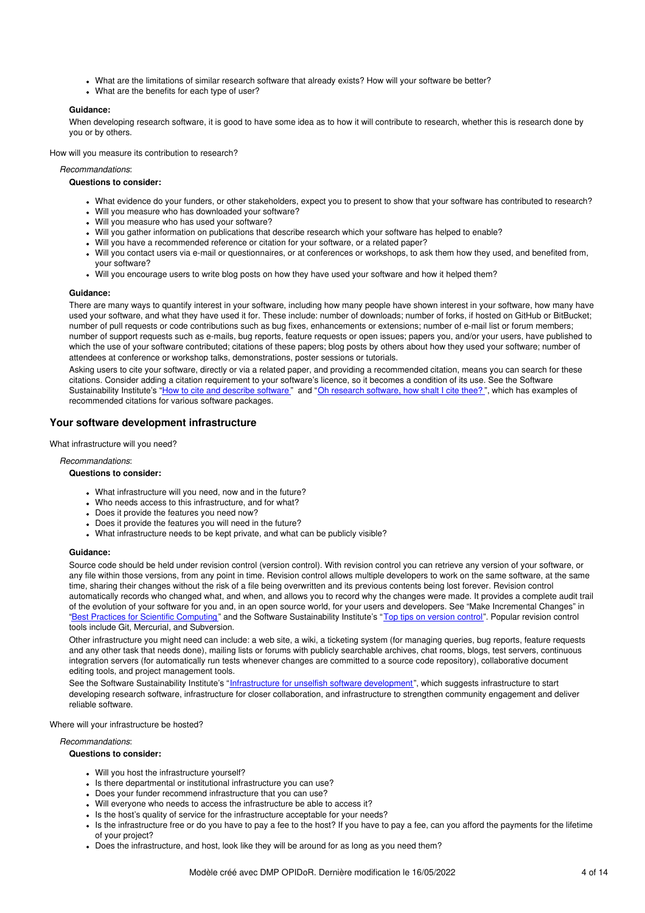- What are the limitations of similar research software that already exists? How will your software be better?
- What are the benefits for each type of user?

**Guidance:**

When developing research software, it is good to have some idea as to how it will contribute to research, whether this is research done by you or by others.

How will you measure its contribution to research?

*Recommandations*:

**Questions to consider:**

- What evidence do your funders, or other stakeholders, expect you to present to show that your software has contributed to research?
- Will you measure who has downloaded your software?
- Will you measure who has used your software?
- Will you gather information on publications that describe research which your software has helped to enable?
- Will you have a recommended reference or citation for your software, or a related paper?
- Will you contact users via e-mail or questionnaires, or at conferences or workshops, to ask them how they used, and benefited from, your software?
- Will you encourage users to write blog posts on how they have used your software and how it helped them?

**Guidance:**

There are many ways to quantify interest in your software, including how many people have shown interest in your software, how many have used your software, and what they have used it for. These include: number of downloads; number of forks, if hosted on GitHub or BitBucket; number of pull requests or code contributions such as bug fixes, enhancements or extensions; number of e-mail list or forum members; number of support requests such as e-mails, bug reports, feature requests or open issues; papers you, and/or your users, have published to which the use of your software contributed; citations of these papers; blog posts by others about how they used your software; number of attendees at conference or workshop talks, demonstrations, poster sessions or tutorials.

Asking users to cite your software, directly or via a related paper, and providing a recommended citation, means you can search for these citations. Consider adding a citation requirement to your software's licence, so it becomes a condition of its use. See the Software Sustainability Institute's "How to cite and describe software" and "Oh research software, how shalt I cite thee?", which has examples of recommended citations for various software packages.

## Your software development infrastructure

What infrastructure will you need?

*Recommandations*:

**Questions to consider:**

- What infrastructure will you need, now and in the future?
- Who needs access to this infrastructure, and for what?
- Does it provide the features you need now?
- Does it provide the features you will need in the future?
- What infrastructure needs to be kept private, and what can be publicly visible?

**Guidance:**

Source code should be held under revision control (version control). With revision control you can retrieve any version of your software, or any file within those versions, from any point in time. Revision control allows multiple developers to work on the same software, at the same time, sharing their changes without the risk of a file being overwritten and its previous contents being lost forever. Revision control automatically records who changed what, and when, and allows you to record why the changes were made. It provides a complete audit trail of the evolution of your software for you and, in an open source world, for your users and developers. See "Make Incremental Changes" in "Best Practices for Scientific Computing" and the Software Sustainability Institute's "Top tips on version control". Popular revision control tools include Git, Mercurial, and Subversion.

Other infrastructure you might need can include: a web site, a wiki, a ticketing system (for managing queries, bug reports, feature requests and any other task that needs done), mailing lists or forums with publicly searchable archives, chat rooms, blogs, test servers, continuous integration servers (for automatically run tests whenever changes are committed to a source code repository), collaborative document editing tools, and project management tools.

See the Software Sustainability Institute's "Infrastructure for unselfish software development", which suggests infrastructure to start developing research software, infrastructure for closer collaboration, and infrastructure to strengthen community engagement and deliver reliable software.

Where will your infrastructure be hosted?

*Recommandations*:

**Questions to consider:**

- Will you host the infrastructure yourself?
- Is there departmental or institutional infrastructure you can use?
- Does your funder recommend infrastructure that you can use?
- Will everyone who needs to access the infrastructure be able to access it?
- Is the host's quality of service for the infrastructure acceptable for your needs?
- Is the infrastructure free or do you have to pay a fee to the host? If you have to pay a fee, can you afford the payments for the lifetime of your project?
- Does the infrastructure, and host, look like they will be around for as long as you need them?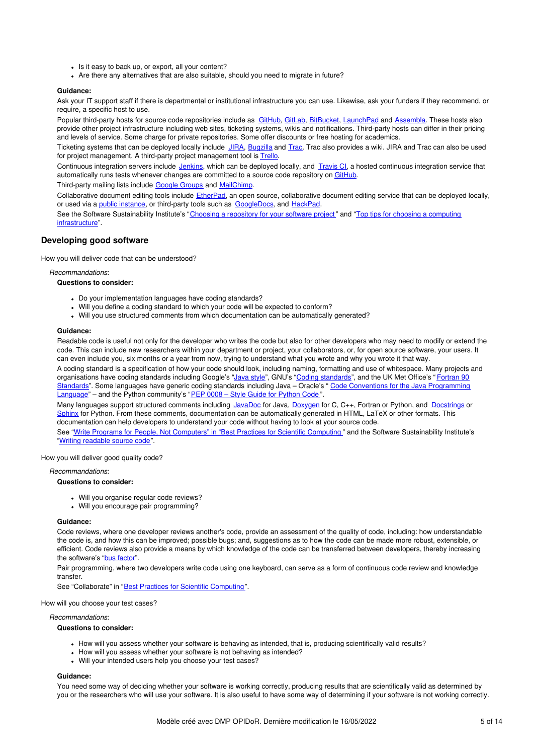- Is it easy to back up, or export, all your content?
- Are there any alternatives that are also suitable, should you need to migrate in future?

**Guidance:**

Ask your IT support staff if there is departmental or institutional infrastructure you can use. Likewise, ask your funders if they recommend, or require, a specific host to use.

Popular third-party hosts for source code repositories include as GitHub, GitLab, BitBucket, LaunchPad and Assembla. These hosts also provide other project infrastructure including web sites, ticketing systems, wikis and notifications. Third-party hosts can differ in their pricing and levels of service. Some charge for private repositories. Some offer discounts or free hosting for academics.

Ticketing systems that can be deployed locally include JIRA, Bugzilla and Trac. Trac also provides a wiki. JIRA and Trac can also be used for project management. A third-party project management tool is Trello.

Continuous integration servers include Jenkins, which can be deployed locally, and Travis CI, a hosted continuous integration service that automatically runs tests whenever changes are committed to a source code repository on GitHub.

Third-party mailing lists include Google Groups and MailChimp.

Collaborative document editing tools include EtherPad, an open source, collaborative document editing service that can be deployed locally, or used via a public instance, or third-party tools such as GoogleDocs, and HackPad.

See the Software Sustainability Institute's "Choosing a repository for your software project" and "Top tips for choosing a computing infrastructure".

## Developing good software

How you will deliver code that can be understood?

*Recommandations*:

**Questions to consider:**

- Do your implementation languages have coding standards?
- Will you define a coding standard to which your code will be expected to conform?
- Will you use structured comments from which documentation can be automatically generated?

**Guidance:**

Readable code is useful not only for the developer who writes the code but also for other developers who may need to modify or extend the code. This can include new researchers within your department or project, your collaborators, or, for open source software, your users. It can even include you, six months or a year from now, trying to understand what you wrote and why you wrote it that way.

A coding standard is a specification of how your code should look, including naming, formatting and use of whitespace. Many projects and organisations have coding standards including Google's "Java style", GNU's "Coding standards", and the UK Met Office's "Fortran 90 Standards". Some languages have generic coding standards including Java – Oracle's " Code Conventions for the Java Programming Language" – and the Python community's "PEP 0008 – Style Guide for Python Code".

Many languages support structured comments including JavaDoc for Java, Doxygen for C, C++, Fortran or Python, and Docstrings or Sphinx for Python. From these comments, documentation can be automatically generated in HTML, LaTeX or other formats. This documentation can help developers to understand your code without having to look at your source code.

See "Write Programs for People, Not Computers" in "Best Practices for Scientific Computing" and the Software Sustainability Institute's "Writing readable source code".

How you will deliver good quality code?

*Recommandations*:

**Questions to consider:**

- Will you organise regular code reviews?
- Will you encourage pair programming?

**Guidance:**

Code reviews, where one developer reviews another's code, provide an assessment of the quality of code, including: how understandable the code is, and how this can be improved; possible bugs; and, suggestions as to how the code can be made more robust, extensible, or efficient. Code reviews also provide a means by which knowledge of the code can be transferred between developers, thereby increasing the software's "bus factor".

Pair programming, where two developers write code using one keyboard, can serve as a form of continuous code review and knowledge transfer.

See "Collaborate" in "Best Practices for Scientific Computing".

How will you choose your test cases?

*Recommandations*:

**Questions to consider:**

- How will you assess whether your software is behaving as intended, that is, producing scientifically valid results?
- How will you assess whether your software is not behaving as intended?
- Will your intended users help you choose your test cases?

**Guidance:**

You need some way of deciding whether your software is working correctly, producing results that are scientifically valid as determined by you or the researchers who will use your software. It is also useful to have some way of determining if your software is not working correctly.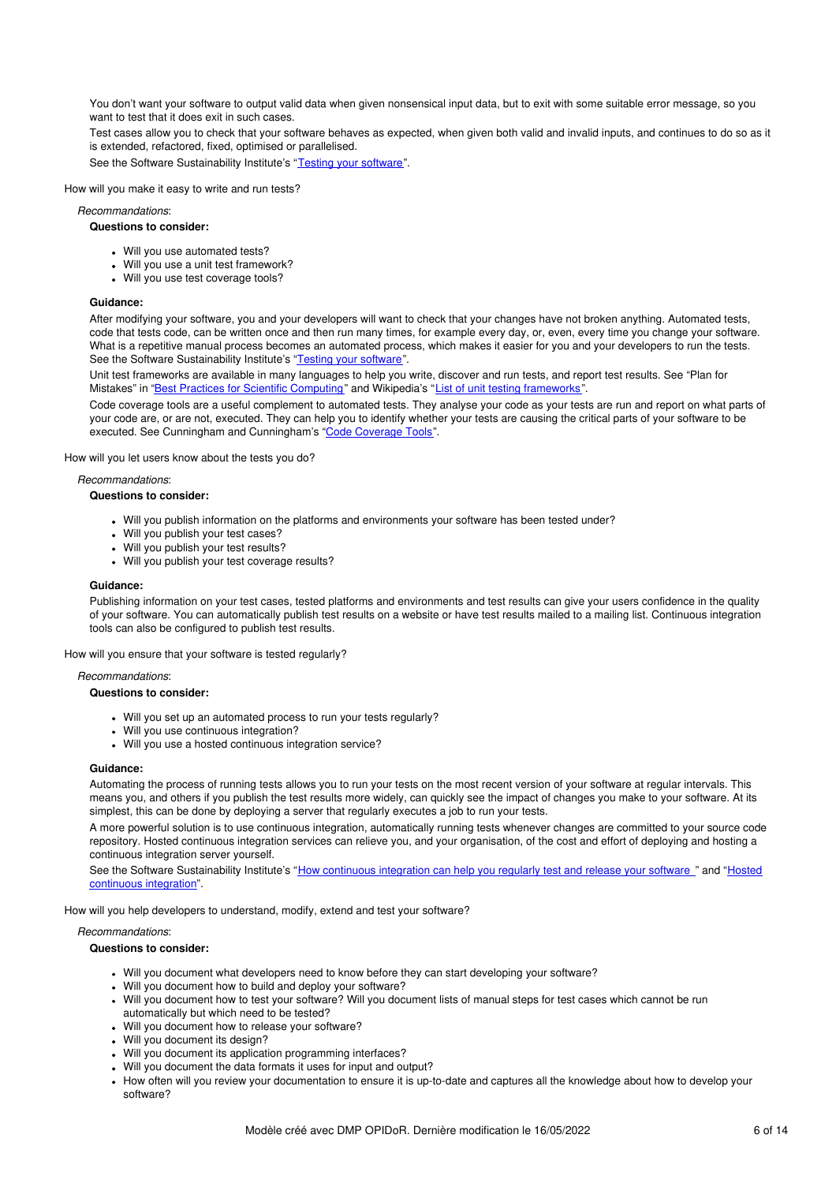You don't want your software to output valid data when given nonsensical input data, but to exit with some suitable error message, so you want to test that it does exit in such cases.

Test cases allow you to check that your software behaves as expected, when given both valid and invalid inputs, and continues to do so as it is extended, refactored, fixed, optimised or parallelised.

See the Software Sustainability Institute's "Testing your software".

How will you make it easy to write and run tests?

*Recommandations*:

**Questions to consider:**

- Will you use automated tests?
- Will you use a unit test framework?
- Will you use test coverage tools?

**Guidance:**

After modifying your software, you and your developers will want to check that your changes have not broken anything. Automated tests, code that tests code, can be written once and then run many times, for example every day, or, even, every time you change your software. What is a repetitive manual process becomes an automated process, which makes it easier for you and your developers to run the tests. See the Software Sustainability Institute's "Testing your software".

Unit test frameworks are available in many languages to help you write, discover and run tests, and report test results. See "Plan for Mistakes" in "Best Practices for Scientific Computing" and Wikipedia's "List of unit testing frameworks".

Code coverage tools are a useful complement to automated tests. They analyse your code as your tests are run and report on what parts of your code are, or are not, executed. They can help you to identify whether your tests are causing the critical parts of your software to be executed. See Cunningham and Cunningham's "Code Coverage Tools".

How will you let users know about the tests you do?

*Recommandations*:

**Questions to consider:**

- Will you publish information on the platforms and environments your software has been tested under?
- Will you publish your test cases?
- Will you publish your test results?
- Will you publish your test coverage results?

**Guidance:**

Publishing information on your test cases, tested platforms and environments and test results can give your users confidence in the quality of your software. You can automatically publish test results on a website or have test results mailed to a mailing list. Continuous integration tools can also be configured to publish test results.

How will you ensure that your software is tested regularly?

*Recommandations*:

**Questions to consider:**

- Will you set up an automated process to run your tests regularly?
- Will you use continuous integration?
- Will you use a hosted continuous integration service?

**Guidance:**

Automating the process of running tests allows you to run your tests on the most recent version of your software at regular intervals. This means you, and others if you publish the test results more widely, can quickly see the impact of changes you make to your software. At its simplest, this can be done by deploying a server that regularly executes a job to run your tests.

A more powerful solution is to use continuous integration, automatically running tests whenever changes are committed to your source code repository. Hosted continuous integration services can relieve you, and your organisation, of the cost and effort of deploying and hosting a continuous integration server yourself.

See the Software Sustainability Institute's "How continuous integration can help you regularly test and release your software " and "Hosted continuous integration".

How will you help developers to understand, modify, extend and test your software?

*Recommandations*:

**Questions to consider:**

- Will you document what developers need to know before they can start developing your software?
- Will you document how to build and deploy your software?
- Will you document how to test your software? Will you document lists of manual steps for test cases which cannot be run automatically but which need to be tested?
- Will you document how to release your software?
- Will you document its design?
- Will you document its application programming interfaces?
- Will you document the data formats it uses for input and output?
- How often will you review your documentation to ensure it is up-to-date and captures all the knowledge about how to develop your software?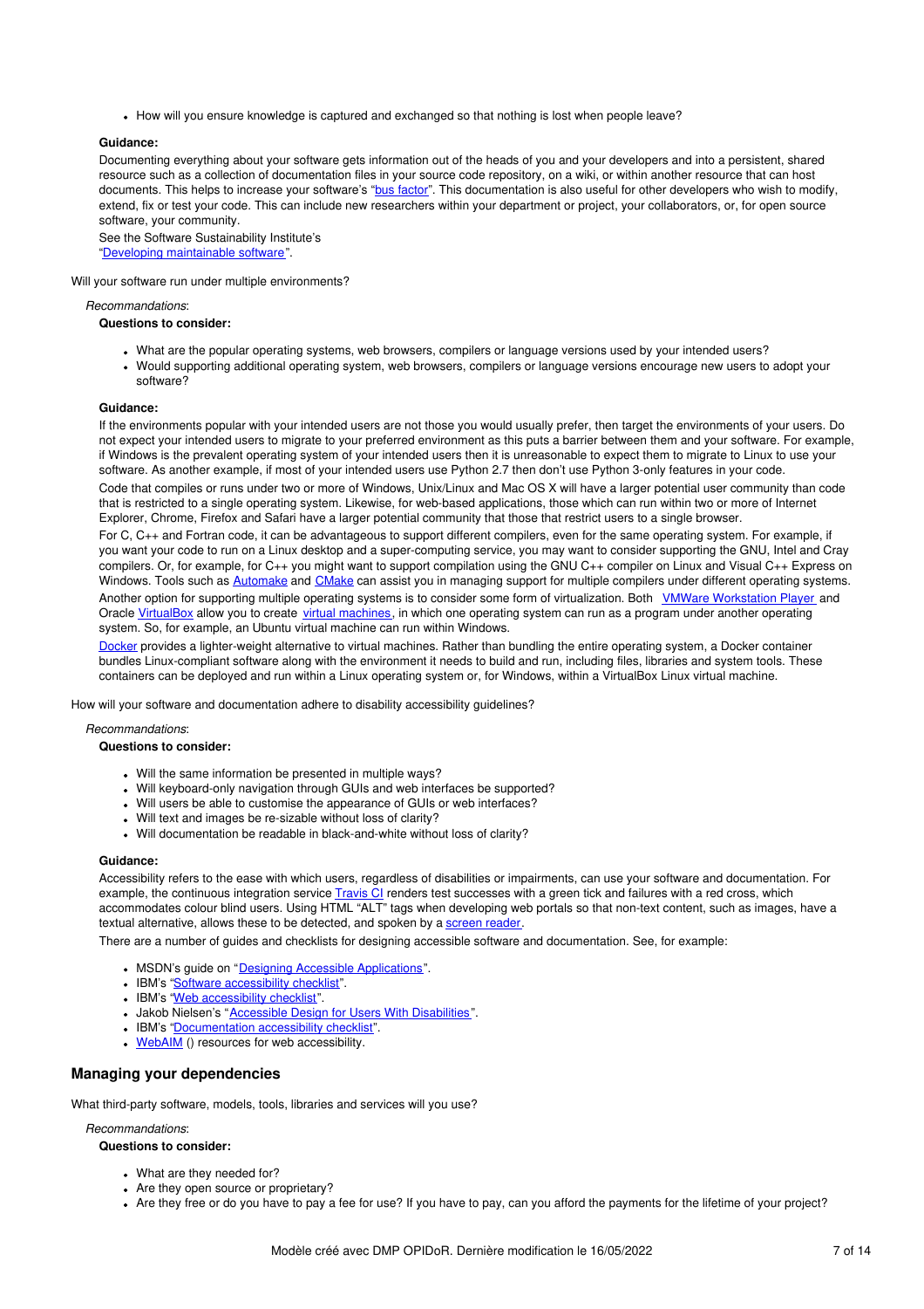- How will you ensure knowledge is captured and exchanged so that nothing is lost when people leave?

**Guidance:**

Documenting everything about your software gets information out of the heads of you and your developers and into a persistent, shared resource such as a collection of documentation files in your source code repository, on a wiki, or within another resource that can host documents. This helps to increase your software's "bus factor". This documentation is also useful for other developers who wish to modify, extend, fix or test your code. This can include new researchers within your department or project, your collaborators, or, for open source software, your community.

See the Software Sustainability Institute's "Developing maintainable software".

Will your software run under multiple environments?

*Recommandations*:

**Questions to consider:**

- What are the popular operating systems, web browsers, compilers or language versions used by your intended users?
- Would supporting additional operating system, web browsers, compilers or language versions encourage new users to adopt your software?

**Guidance:**

If the environments popular with your intended users are not those you would usually prefer, then target the environments of your users. Do not expect your intended users to migrate to your preferred environment as this puts a barrier between them and your software. For example, if Windows is the prevalent operating system of your intended users then it is unreasonable to expect them to migrate to Linux to use your software. As another example, if most of your intended users use Python 2.7 then don't use Python 3-only features in your code.

Code that compiles or runs under two or more of Windows, Unix/Linux and Mac OS X will have a larger potential user community than code that is restricted to a single operating system. Likewise, for web-based applications, those which can run within two or more of Internet Explorer, Chrome, Firefox and Safari have a larger potential community that those that restrict users to a single browser.

For C, C++ and Fortran code, it can be advantageous to support different compilers, even for the same operating system. For example, if you want your code to run on a Linux desktop and a super-computing service, you may want to consider supporting the GNU, Intel and Cray compilers. Or, for example, for C++ you might want to support compilation using the GNU C++ compiler on Linux and Visual C++ Express on Windows. Tools such as Automake and CMake can assist you in managing support for multiple compilers under different operating systems.

Another option for supporting multiple operating systems is to consider some form of virtualization. Both VMWare Workstation Player and Oracle VirtualBox allow you to create virtual machines, in which one operating system can run as a program under another operating system. So, for example, an Ubuntu virtual machine can run within Windows.

Docker provides a lighter-weight alternative to virtual machines. Rather than bundling the entire operating system, a Docker container bundles Linux-compliant software along with the environment it needs to build and run, including files, libraries and system tools. These containers can be deployed and run within a Linux operating system or, for Windows, within a VirtualBox Linux virtual machine.

How will your software and documentation adhere to disability accessibility guidelines?

*Recommandations*:

**Questions to consider:**

- Will the same information be presented in multiple ways?
- Will keyboard-only navigation through GUIs and web interfaces be supported?
- Will users be able to customise the appearance of GUIs or web interfaces?
- Will text and images be re-sizable without loss of clarity?
- Will documentation be readable in black-and-white without loss of clarity?

**Guidance:**

Accessibility refers to the ease with which users, regardless of disabilities or impairments, can use your software and documentation. For example, the continuous integration service Travis CI renders test successes with a green tick and failures with a red cross, which accommodates colour blind users. Using HTML "ALT" tags when developing web portals so that non-text content, such as images, have a textual alternative, allows these to be detected, and spoken by a screen reader.

There are a number of guides and checklists for designing accessible software and documentation. See, for example:

- MSDN's guide on "Designing Accessible Applications".
- IBM's "Software accessibility checklist".
- IBM's "Web accessibility checklist".
- Jakob Nielsen's "Accessible Design for Users With Disabilities".
- IBM's "Documentation accessibility checklist".
- WebAIM () resources for web accessibility.

## Managing your dependencies

What third-party software, models, tools, libraries and services will you use?

*Recommandations*:

**Questions to consider:**

- What are they needed for?
- Are they open source or proprietary?
- Are they free or do you have to pay a fee for use? If you have to pay, can you afford the payments for the lifetime of your project?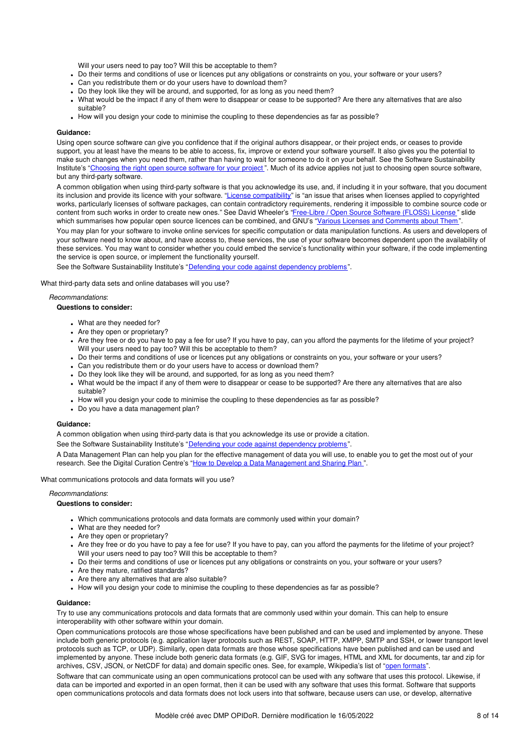- Will your users need to pay too? Will this be acceptable to them?
- Do their terms and conditions of use or licences put any obligations or constraints on you, your software or your users?
- Can you redistribute them or do your users have to download them?
- Do they look like they will be around, and supported, for as long as you need them?
- What would be the impact if any of them were to disappear or cease to be supported? Are there any alternatives that are also suitable?
- How will you design your code to minimise the coupling to these dependencies as far as possible?

**Guidance:**

Using open source software can give you confidence that if the original authors disappear, or their project ends, or ceases to provide support, you at least have the means to be able to access, fix, improve or extend your software yourself. It also gives you the potential to make such changes when you need them, rather than having to wait for someone to do it on your behalf. See the Software Sustainability Institute's "[Choosing the right open source software for your project](#)". Much of its advice applies not just to choosing open source software, but any third-party software.

A common obligation when using third-party software is that you acknowledge its use, and, if including it in your software, that you document its inclusion and provide its licence with your software. "[License compatibility](#)" is "an issue that arises when licenses applied to copyrighted works, particularly licenses of software packages, can contain contradictory requirements, rendering it impossible to combine source code or content from such works in order to create new ones." See David Wheeler's "[Free-Libre / Open Source Software (FLOSS) License](#)" slide which summarises how popular open source licences can be combined, and GNU's "[Various Licenses and Comments about Them](#)".

You may plan for your software to invoke online services for specific computation or data manipulation functions. As users and developers of your software need to know about, and have access to, these services, the use of your software becomes dependent upon the availability of these services. You may want to consider whether you could embed the service's functionality within your software, if the code implementing the service is open source, or implement the functionality yourself.

See the Software Sustainability Institute's "[Defending your code against dependency problems](#)".

What third-party data sets and online databases will you use?

*Recommendations*:

**Questions to consider:**

- What are they needed for?
- Are they open or proprietary?
- Are they free or do you have to pay a fee for use? If you have to pay, can you afford the payments for the lifetime of your project? Will your users need to pay too? Will this be acceptable to them?
- Do their terms and conditions of use or licences put any obligations or constraints on you, your software or your users?
- Can you redistribute them or do your users have to access or download them?
- Do they look like they will be around, and supported, for as long as you need them?
- What would be the impact if any of them were to disappear or cease to be supported? Are there any alternatives that are also suitable?
- How will you design your code to minimise the coupling to these dependencies as far as possible?
- Do you have a data management plan?

**Guidance:**

A common obligation when using third-party data is that you acknowledge its use or provide a citation.

See the Software Sustainability Institute's "[Defending your code against dependency problems](#)".

A Data Management Plan can help you plan for the effective management of data you will use, to enable you to get the most out of your research. See the Digital Curation Centre's "[How to Develop a Data Management and Sharing Plan](#)".

What communications protocols and data formats will you use?

*Recommendations*:

**Questions to consider:**

- Which communications protocols and data formats are commonly used within your domain?
- What are they needed for?
- Are they open or proprietary?
- Are they free or do you have to pay a fee for use? If you have to pay, can you afford the payments for the lifetime of your project? Will your users need to pay too? Will this be acceptable to them?
- Do their terms and conditions of use or licences put any obligations or constraints on you, your software or your users?
- Are they mature, ratified standards?
- Are there any alternatives that are also suitable?
- How will you design your code to minimise the coupling to these dependencies as far as possible?

**Guidance:**

Try to use any communications protocols and data formats that are commonly used within your domain. This can help to ensure interoperability with other software within your domain.

Open communications protocols are those whose specifications have been published and can be used and implemented by anyone. These include both generic protocols (e.g. application layer protocols such as REST, SOAP, HTTP, XMPP, SMTP and SSH, or lower transport level protocols such as TCP, or UDP). Similarly, open data formats are those whose specifications have been published and can be used and implemented by anyone. These include both generic data formats (e.g. GIF, SVG for images, HTML and XML for documents, tar and zip for archives, CSV, JSON, or NetCDF for data) and domain specific ones. See, for example, Wikipedia's list of "[open formats](#)".

Software that can communicate using an open communications protocol can be used with any software that uses this protocol. Likewise, if data can be imported and exported in an open format, then it can be used with any software that uses this format. Software that supports open communications protocols and data formats does not lock users into that software, because users can use, or develop, alternative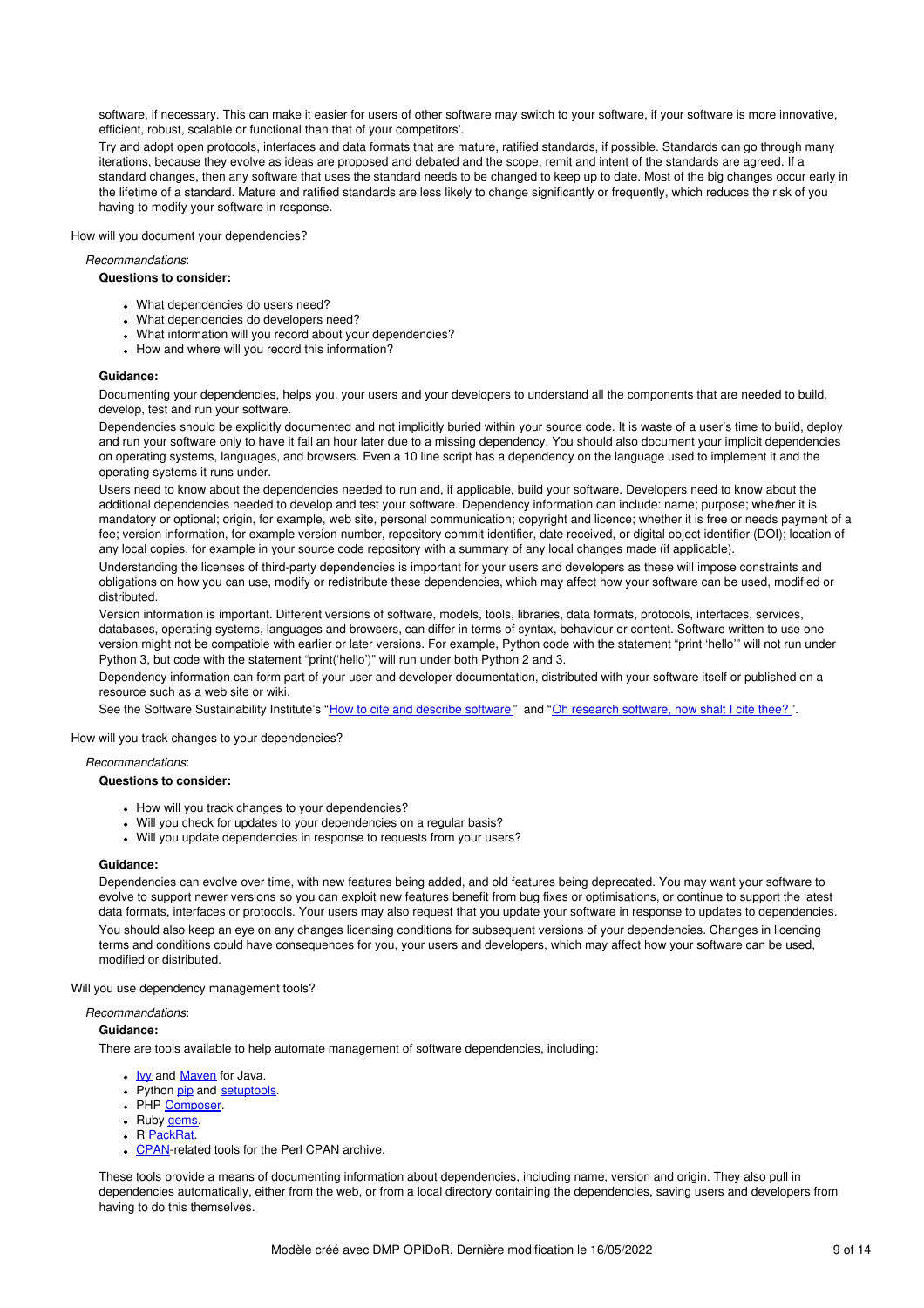software, if necessary. This can make it easier for users of other software may switch to your software, if your software is more innovative, efficient, robust, scalable or functional than that of your competitors'.

Try and adopt open protocols, interfaces and data formats that are mature, ratified standards, if possible. Standards can go through many iterations, because they evolve as ideas are proposed and debated and the scope, remit and intent of the standards are agreed. If a standard changes, then any software that uses the standard needs to be changed to keep up to date. Most of the big changes occur early in the lifetime of a standard. Mature and ratified standards are less likely to change significantly or frequently, which reduces the risk of you having to modify your software in response.

How will you document your dependencies?

*Recommandations*:

**Questions to consider:**

- What dependencies do users need?
- What dependencies do developers need?
- What information will you record about your dependencies?
- How and where will you record this information?

**Guidance:**

Documenting your dependencies, helps you, your users and your developers to understand all the components that are needed to build, develop, test and run your software.

Dependencies should be explicitly documented and not implicitly buried within your source code. It is waste of a user's time to build, deploy and run your software only to have it fail an hour later due to a missing dependency. You should also document your implicit dependencies on operating systems, languages, and browsers. Even a 10 line script has a dependency on the language used to implement it and the operating systems it runs under.

Users need to know about the dependencies needed to run and, if applicable, build your software. Developers need to know about the additional dependencies needed to develop and test your software. Dependency information can include: name; purpose; whether it is mandatory or optional; origin, for example, web site, personal communication; copyright and licence; whether it is free or needs payment of a fee; version information, for example version number, repository commit identifier, date received, or digital object identifier (DOI); location of any local copies, for example in your source code repository with a summary of any local changes made (if applicable).

Understanding the licenses of third-party dependencies is important for your users and developers as these will impose constraints and obligations on how you can use, modify or redistribute these dependencies, which may affect how your software can be used, modified or distributed.

Version information is important. Different versions of software, models, tools, libraries, data formats, protocols, interfaces, services, databases, operating systems, languages and browsers, can differ in terms of syntax, behaviour or content. Software written to use one version might not be compatible with earlier or later versions. For example, Python code with the statement "print 'hello'" will not run under Python 3, but code with the statement "print('hello')" will run under both Python 2 and 3.

Dependency information can form part of your user and developer documentation, distributed with your software itself or published on a resource such as a web site or wiki.

See the Software Sustainability Institute's "How to cite and describe software" and "Oh research software, how shalt I cite thee?".

How will you track changes to your dependencies?

*Recommandations*:

**Questions to consider:**

- How will you track changes to your dependencies?
- Will you check for updates to your dependencies on a regular basis?
- Will you update dependencies in response to requests from your users?

**Guidance:**

Dependencies can evolve over time, with new features being added, and old features being deprecated. You may want your software to evolve to support newer versions so you can exploit new features benefit from bug fixes or optimisations, or continue to support the latest data formats, interfaces or protocols. Your users may also request that you update your software in response to updates to dependencies.

You should also keep an eye on any changes licensing conditions for subsequent versions of your dependencies. Changes in licencing terms and conditions could have consequences for you, your users and developers, which may affect how your software can be used, modified or distributed.

Will you use dependency management tools?

*Recommandations*:

**Guidance:**

There are tools available to help automate management of software dependencies, including:

- Ivy and Maven for Java.
- Python pip and setuptools.
- PHP Composer.
- Ruby gems.
- R PackRat.
- CPAN-related tools for the Perl CPAN archive.

These tools provide a means of documenting information about dependencies, including name, version and origin. They also pull in dependencies automatically, either from the web, or from a local directory containing the dependencies, saving users and developers from having to do this themselves.

Modèle créé avec DMP OPIDoR. Dernière modification le 16/05/2022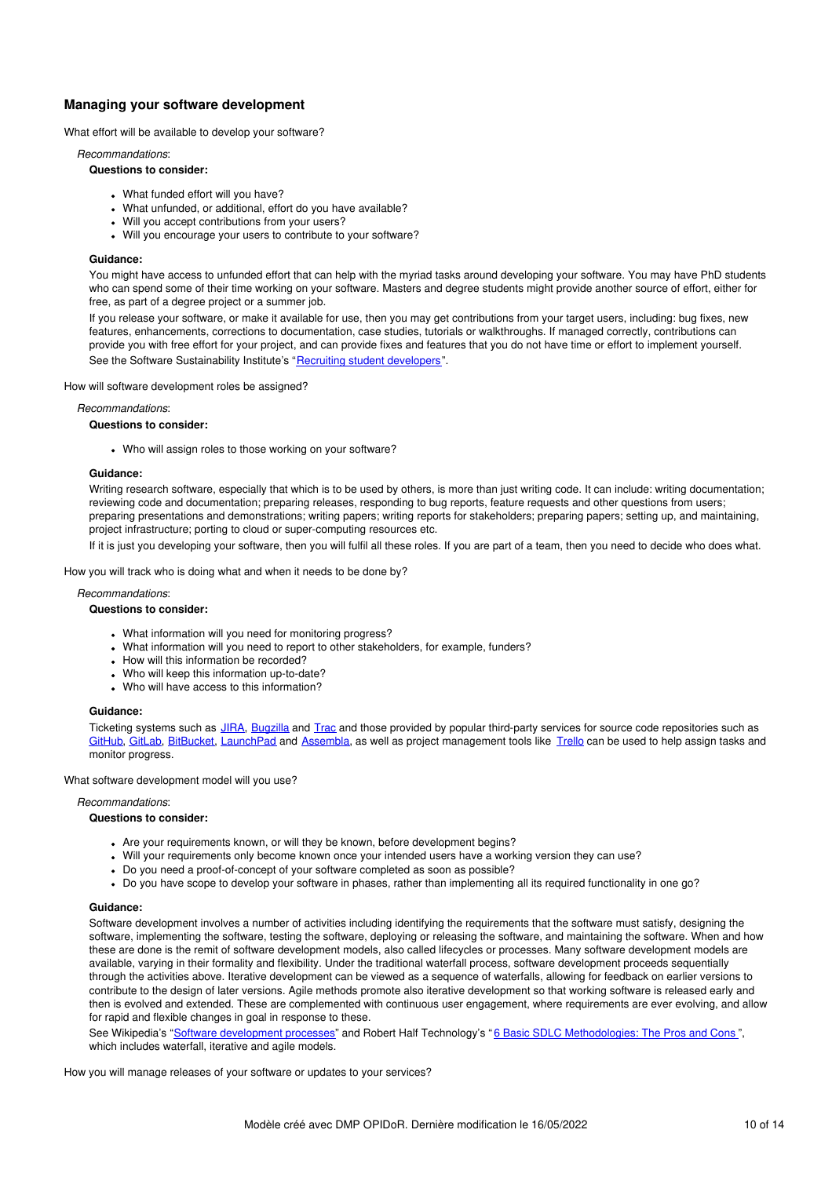### Managing your software development

What effort will be available to develop your software?

*Recommandations*:

**Questions to consider:**

- What funded effort will you have?
- What unfunded, or additional, effort do you have available?
- Will you accept contributions from your users?
- Will you encourage your users to contribute to your software?

**Guidance:**

You might have access to unfunded effort that can help with the myriad tasks around developing your software. You may have PhD students who can spend some of their time working on your software. Masters and degree students might provide another source of effort, either for free, as part of a degree project or a summer job.

If you release your software, or make it available for use, then you may get contributions from your target users, including: bug fixes, new features, enhancements, corrections to documentation, case studies, tutorials or walkthroughs. If managed correctly, contributions can provide you with free effort for your project, and can provide fixes and features that you do not have time or effort to implement yourself.

See the Software Sustainability Institute's "Recruiting student developers".

How will software development roles be assigned?

*Recommandations*:

**Questions to consider:**

- Who will assign roles to those working on your software?

**Guidance:**

Writing research software, especially that which is to be used by others, is more than just writing code. It can include: writing documentation; reviewing code and documentation; preparing releases, responding to bug reports, feature requests and other questions from users; preparing presentations and demonstrations; writing papers; writing reports for stakeholders; preparing papers; setting up, and maintaining, project infrastructure; porting to cloud or super-computing resources etc.

If it is just you developing your software, then you will fulfil all these roles. If you are part of a team, then you need to decide who does what.

How you will track who is doing what and when it needs to be done by?

*Recommandations*:

**Questions to consider:**

- What information will you need for monitoring progress?
- What information will you need to report to other stakeholders, for example, funders?
- How will this information be recorded?
- Who will keep this information up-to-date?
- Who will have access to this information?

**Guidance:**

Ticketing systems such as JIRA, Bugzilla and Trac and those provided by popular third-party services for source code repositories such as GitHub, GitLab, BitBucket, LaunchPad and Assembla, as well as project management tools like Trello can be used to help assign tasks and monitor progress.

What software development model will you use?

*Recommandations*:

**Questions to consider:**

- Are your requirements known, or will they be known, before development begins?
- Will your requirements only become known once your intended users have a working version they can use?
- Do you need a proof-of-concept of your software completed as soon as possible?
- Do you have scope to develop your software in phases, rather than implementing all its required functionality in one go?

**Guidance:**

Software development involves a number of activities including identifying the requirements that the software must satisfy, designing the software, implementing the software, testing the software, deploying or releasing the software, and maintaining the software. When and how these are done is the remit of software development models, also called lifecycles or processes. Many software development models are available, varying in their formality and flexibility. Under the traditional waterfall process, software development proceeds sequentially through the activities above. Iterative development can be viewed as a sequence of waterfalls, allowing for feedback on earlier versions to contribute to the design of later versions. Agile methods promote also iterative development so that working software is released early and then is evolved and extended. These are complemented with continuous user engagement, where requirements are ever evolving, and allow for rapid and flexible changes in goal in response to these.

See Wikipedia's "Software development processes" and Robert Half Technology's "6 Basic SDLC Methodologies: The Pros and Cons", which includes waterfall, iterative and agile models.

How you will manage releases of your software or updates to your services?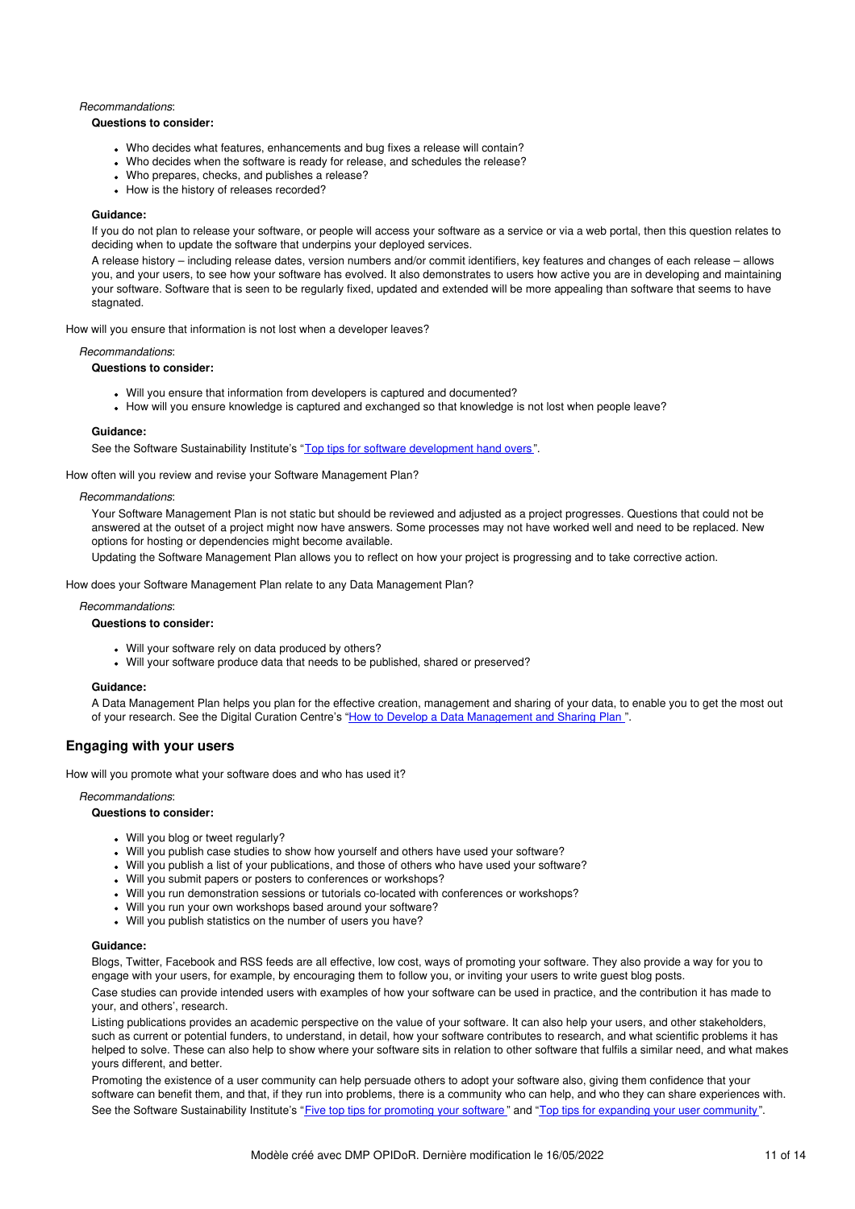*Recommandations*:

**Questions to consider:**

- Who decides what features, enhancements and bug fixes a release will contain?
- Who decides when the software is ready for release, and schedules the release?
- Who prepares, checks, and publishes a release?
- How is the history of releases recorded?

**Guidance:**

If you do not plan to release your software, or people will access your software as a service or via a web portal, then this question relates to deciding when to update the software that underpins your deployed services.

A release history – including release dates, version numbers and/or commit identifiers, key features and changes of each release – allows you, and your users, to see how your software has evolved. It also demonstrates to users how active you are in developing and maintaining your software. Software that is seen to be regularly fixed, updated and extended will be more appealing than software that seems to have stagnated.

How will you ensure that information is not lost when a developer leaves?

*Recommandations*:

**Questions to consider:**

- Will you ensure that information from developers is captured and documented?
- How will you ensure knowledge is captured and exchanged so that knowledge is not lost when people leave?

**Guidance:**

See the Software Sustainability Institute's "Top tips for software development hand overs".

How often will you review and revise your Software Management Plan?

*Recommandations*:

Your Software Management Plan is not static but should be reviewed and adjusted as a project progresses. Questions that could not be answered at the outset of a project might now have answers. Some processes may not have worked well and need to be replaced. New options for hosting or dependencies might become available.

Updating the Software Management Plan allows you to reflect on how your project is progressing and to take corrective action.

How does your Software Management Plan relate to any Data Management Plan?

*Recommandations*:

**Questions to consider:**

- Will your software rely on data produced by others?
- Will your software produce data that needs to be published, shared or preserved?

**Guidance:**

A Data Management Plan helps you plan for the effective creation, management and sharing of your data, to enable you to get the most out of your research. See the Digital Curation Centre's "How to Develop a Data Management and Sharing Plan ".

## Engaging with your users

How will you promote what your software does and who has used it?

*Recommandations*:

**Questions to consider:**

- Will you blog or tweet regularly?
- Will you publish case studies to show how yourself and others have used your software?
- Will you publish a list of your publications, and those of others who have used your software?
- Will you submit papers or posters to conferences or workshops?
- Will you run demonstration sessions or tutorials co-located with conferences or workshops?
- Will you run your own workshops based around your software?
- Will you publish statistics on the number of users you have?

**Guidance:**

Blogs, Twitter, Facebook and RSS feeds are all effective, low cost, ways of promoting your software. They also provide a way for you to engage with your users, for example, by encouraging them to follow you, or inviting your users to write guest blog posts.

Case studies can provide intended users with examples of how your software can be used in practice, and the contribution it has made to your, and others', research.

Listing publications provides an academic perspective on the value of your software. It can also help your users, and other stakeholders, such as current or potential funders, to understand, in detail, how your software contributes to research, and what scientific problems it has helped to solve. These can also help to show where your software sits in relation to other software that fulfils a similar need, and what makes yours different, and better.

Promoting the existence of a user community can help persuade others to adopt your software also, giving them confidence that your software can benefit them, and that, if they run into problems, there is a community who can help, and who they can share experiences with. See the Software Sustainability Institute's "Five top tips for promoting your software " and "Top tips for expanding your user community".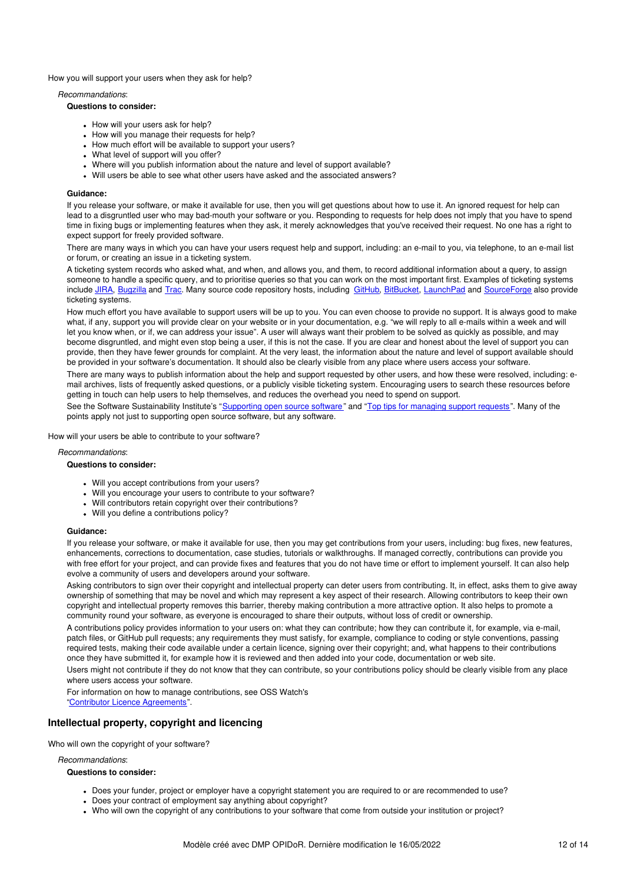How you will support your users when they ask for help?

*Recommandations*:

**Questions to consider:**

- How will your users ask for help?
- How will you manage their requests for help?
- How much effort will be available to support your users?
- What level of support will you offer?
- Where will you publish information about the nature and level of support available?
- Will users be able to see what other users have asked and the associated answers?

**Guidance:**

If you release your software, or make it available for use, then you will get questions about how to use it. An ignored request for help can lead to a disgruntled user who may bad-mouth your software or you. Responding to requests for help does not imply that you have to spend time in fixing bugs or implementing features when they ask, it merely acknowledges that you've received their request. No one has a right to expect support for freely provided software.

There are many ways in which you can have your users request help and support, including: an e-mail to you, via telephone, to an e-mail list or forum, or creating an issue in a ticketing system.

A ticketing system records who asked what, and when, and allows you, and them, to record additional information about a query, to assign someone to handle a specific query, and to prioritise queries so that you can work on the most important first. Examples of ticketing systems include JIRA, Bugzilla and Trac. Many source code repository hosts, including GitHub, BitBucket, LaunchPad and SourceForge also provide ticketing systems.

How much effort you have available to support users will be up to you. You can even choose to provide no support. It is always good to make what, if any, support you will provide clear on your website or in your documentation, e.g. "we will reply to all e-mails within a week and will let you know when, or if, we can address your issue". A user will always want their problem to be solved as quickly as possible, and may become disgruntled, and might even stop being a user, if this is not the case. If you are clear and honest about the level of support you can provide, then they have fewer grounds for complaint. At the very least, the information about the nature and level of support available should be provided in your software's documentation. It should also be clearly visible from any place where users access your software.

There are many ways to publish information about the help and support requested by other users, and how these were resolved, including: e-mail archives, lists of frequently asked questions, or a publicly visible ticketing system. Encouraging users to search these resources before getting in touch can help users to help themselves, and reduces the overhead you need to spend on support.

See the Software Sustainability Institute's "Supporting open source software" and "Top tips for managing support requests". Many of the points apply not just to supporting open source software, but any software.

How will your users be able to contribute to your software?

*Recommandations*:

**Questions to consider:**

- Will you accept contributions from your users?
- Will you encourage your users to contribute to your software?
- Will contributors retain copyright over their contributions?
- Will you define a contributions policy?

**Guidance:**

If you release your software, or make it available for use, then you may get contributions from your users, including: bug fixes, new features, enhancements, corrections to documentation, case studies, tutorials or walkthroughs. If managed correctly, contributions can provide you with free effort for your project, and can provide fixes and features that you do not have time or effort to implement yourself. It can also help evolve a community of users and developers around your software.

Asking contributors to sign over their copyright and intellectual property can deter users from contributing. It, in effect, asks them to give away ownership of something that may be novel and which may represent a key aspect of their research. Allowing contributors to keep their own copyright and intellectual property removes this barrier, thereby making contribution a more attractive option. It also helps to promote a community round your software, as everyone is encouraged to share their outputs, without loss of credit or ownership.

A contributions policy provides information to your users on: what they can contribute; how they can contribute it, for example, via e-mail, patch files, or GitHub pull requests; any requirements they must satisfy, for example, compliance to coding or style conventions, passing required tests, making their code available under a certain licence, signing over their copyright; and, what happens to their contributions once they have submitted it, for example how it is reviewed and then added into your code, documentation or web site.

Users might not contribute if they do not know that they can contribute, so your contributions policy should be clearly visible from any place where users access your software.

For information on how to manage contributions, see OSS Watch's "Contributor Licence Agreements".

## Intellectual property, copyright and licencing

Who will own the copyright of your software?

*Recommandations*:

**Questions to consider:**

- Does your funder, project or employer have a copyright statement you are required to or are recommended to use?
- Does your contract of employment say anything about copyright?
- Who will own the copyright of any contributions to your software that come from outside your institution or project?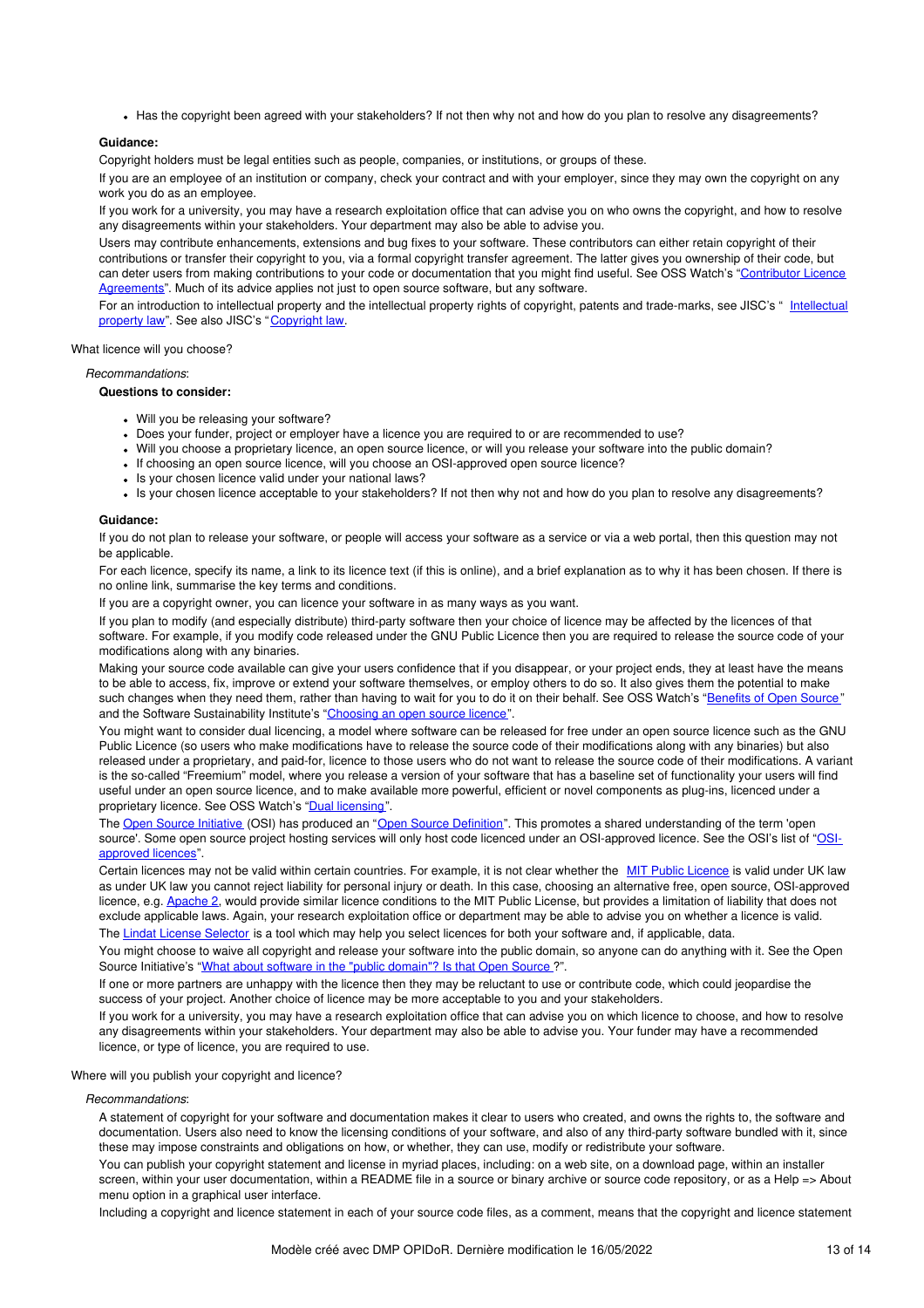- Has the copyright been agreed with your stakeholders? If not then why not and how do you plan to resolve any disagreements?

**Guidance:**

Copyright holders must be legal entities such as people, companies, or institutions, or groups of these.

If you are an employee of an institution or company, check your contract and with your employer, since they may own the copyright on any work you do as an employee.

If you work for a university, you may have a research exploitation office that can advise you on who owns the copyright, and how to resolve any disagreements within your stakeholders. Your department may also be able to advise you.

Users may contribute enhancements, extensions and bug fixes to your software. These contributors can either retain copyright of their contributions or transfer their copyright to you, via a formal copyright transfer agreement. The latter gives you ownership of their code, but can deter users from making contributions to your code or documentation that you might find useful. See OSS Watch's "Contributor Licence Agreements". Much of its advice applies not just to open source software, but any software.

For an introduction to intellectual property and the intellectual property rights of copyright, patents and trade-marks, see JISC's " Intellectual property law". See also JISC's "Copyright law.

What licence will you choose?

*Recommandations*:

**Questions to consider:**

- Will you be releasing your software?
- Does your funder, project or employer have a licence you are required to or are recommended to use?
- Will you choose a proprietary licence, an open source licence, or will you release your software into the public domain?
- If choosing an open source licence, will you choose an OSI-approved open source licence?
- Is your chosen licence valid under your national laws?
- Is your chosen licence acceptable to your stakeholders? If not then why not and how do you plan to resolve any disagreements?

**Guidance:**

If you do not plan to release your software, or people will access your software as a service or via a web portal, then this question may not be applicable.

For each licence, specify its name, a link to its licence text (if this is online), and a brief explanation as to why it has been chosen. If there is no online link, summarise the key terms and conditions.

If you are a copyright owner, you can licence your software in as many ways as you want.

If you plan to modify (and especially distribute) third-party software then your choice of licence may be affected by the licences of that software. For example, if you modify code released under the GNU Public Licence then you are required to release the source code of your modifications along with any binaries.

Making your source code available can give your users confidence that if you disappear, or your project ends, they at least have the means to be able to access, fix, improve or extend your software themselves, or employ others to do so. It also gives them the potential to make such changes when they need them, rather than having to wait for you to do it on their behalf. See OSS Watch's "Benefits of Open Source" and the Software Sustainability Institute's "Choosing an open source licence".

You might want to consider dual licencing, a model where software can be released for free under an open source licence such as the GNU Public Licence (so users who make modifications have to release the source code of their modifications along with any binaries) but also released under a proprietary, and paid-for, licence to those users who do not want to release the source code of their modifications. A variant is the so-called "Freemium" model, where you release a version of your software that has a baseline set of functionality your users will find useful under an open source licence, and to make available more powerful, efficient or novel components as plug-ins, licenced under a proprietary licence. See OSS Watch's "Dual licensing".

The Open Source Initiative (OSI) has produced an "Open Source Definition". This promotes a shared understanding of the term 'open source'. Some open source project hosting services will only host code licenced under an OSI-approved licence. See the OSI's list of "OSI-approved licences".

Certain licences may not be valid within certain countries. For example, it is not clear whether the MIT Public Licence is valid under UK law as under UK law you cannot reject liability for personal injury or death. In this case, choosing an alternative free, open source, OSI-approved licence, e.g. Apache 2, would provide similar licence conditions to the MIT Public License, but provides a limitation of liability that does not exclude applicable laws. Again, your research exploitation office or department may be able to advise you on whether a licence is valid.

The Lindat License Selector is a tool which may help you select licences for both your software and, if applicable, data.

You might choose to waive all copyright and release your software into the public domain, so anyone can do anything with it. See the Open Source Initiative's "What about software in the "public domain"? Is that Open Source ?".

If one or more partners are unhappy with the licence then they may be reluctant to use or contribute code, which could jeopardise the success of your project. Another choice of licence may be more acceptable to you and your stakeholders.

If you work for a university, you may have a research exploitation office that can advise you on which licence to choose, and how to resolve any disagreements within your stakeholders. Your department may also be able to advise you. Your funder may have a recommended licence, or type of licence, you are required to use.

Where will you publish your copyright and licence?

*Recommandations*:

A statement of copyright for your software and documentation makes it clear to users who created, and owns the rights to, the software and documentation. Users also need to know the licensing conditions of your software, and also of any third-party software bundled with it, since these may impose constraints and obligations on how, or whether, they can use, modify or redistribute your software.

You can publish your copyright statement and license in myriad places, including: on a web site, on a download page, within an installer screen, within your user documentation, within a README file in a source or binary archive or source code repository, or as a Help => About menu option in a graphical user interface.

Including a copyright and licence statement in each of your source code files, as a comment, means that the copyright and licence statement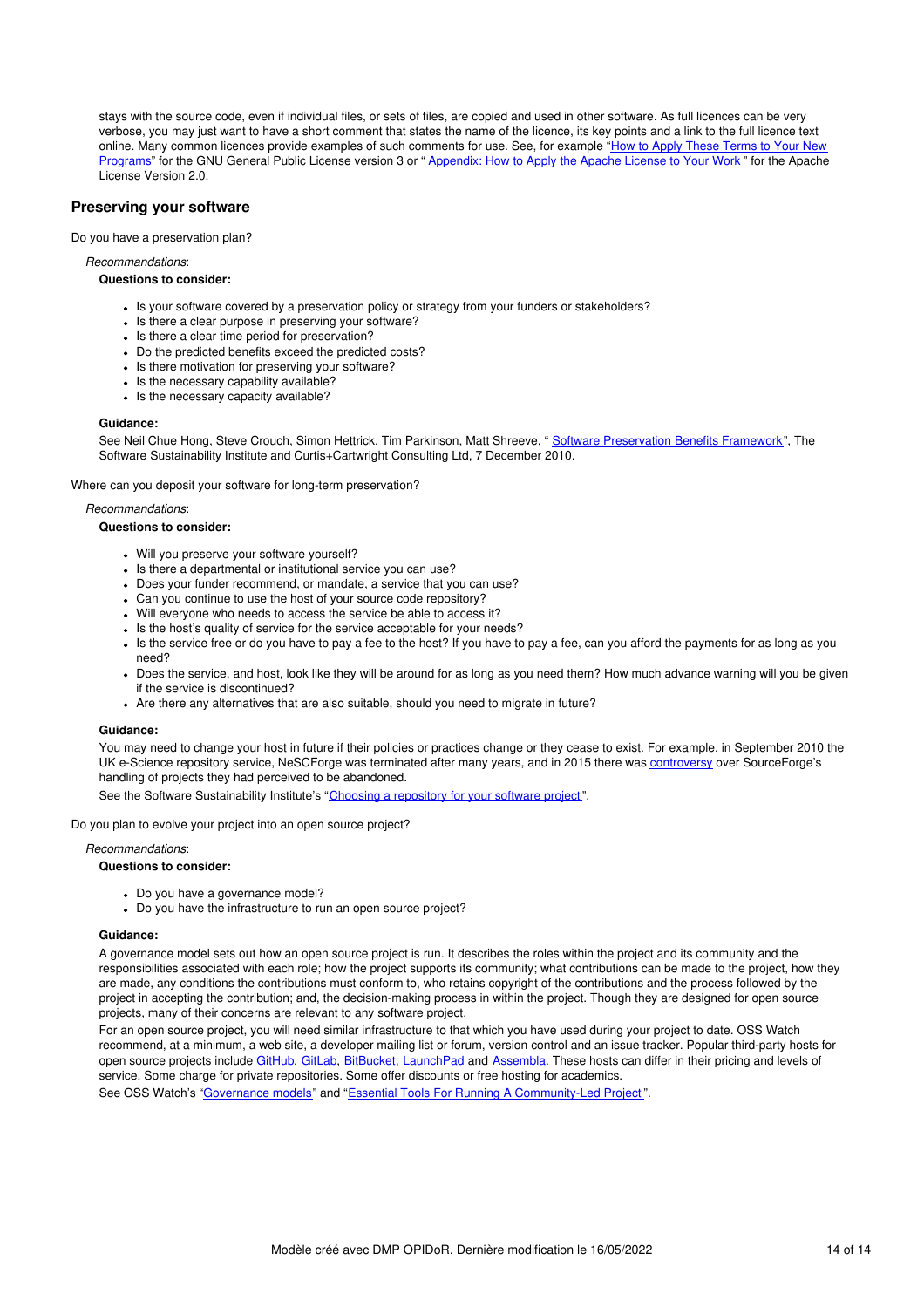stays with the source code, even if individual files, or sets of files, are copied and used in other software. As full licences can be very verbose, you may just want to have a short comment that states the name of the licence, its key points and a link to the full licence text online. Many common licences provide examples of such comments for use. See, for example "How to Apply These Terms to Your New Programs" for the GNU General Public License version 3 or " Appendix: How to Apply the Apache License to Your Work " for the Apache License Version 2.0.

## Preserving your software

Do you have a preservation plan?

*Recommandations*:

**Questions to consider:**

- Is your software covered by a preservation policy or strategy from your funders or stakeholders?
- Is there a clear purpose in preserving your software?
- Is there a clear time period for preservation?
- Do the predicted benefits exceed the predicted costs?
- Is there motivation for preserving your software?
- Is the necessary capability available?
- Is the necessary capacity available?

**Guidance:**

See Neil Chue Hong, Steve Crouch, Simon Hettrick, Tim Parkinson, Matt Shreeve, " Software Preservation Benefits Framework", The Software Sustainability Institute and Curtis+Cartwright Consulting Ltd, 7 December 2010.

Where can you deposit your software for long-term preservation?

*Recommandations*:

**Questions to consider:**

- Will you preserve your software yourself?
- Is there a departmental or institutional service you can use?
- Does your funder recommend, or mandate, a service that you can use?
- Can you continue to use the host of your source code repository?
- Will everyone who needs to access the service be able to access it?
- Is the host's quality of service for the service acceptable for your needs?
- Is the service free or do you have to pay a fee to the host? If you have to pay a fee, can you afford the payments for as long as you need?
- Does the service, and host, look like they will be around for as long as you need them? How much advance warning will you be given if the service is discontinued?
- Are there any alternatives that are also suitable, should you need to migrate in future?

**Guidance:**

You may need to change your host in future if their policies or practices change or they cease to exist. For example, in September 2010 the UK e-Science repository service, NeSCForge was terminated after many years, and in 2015 there was controversy over SourceForge's handling of projects they had perceived to be abandoned.

See the Software Sustainability Institute's "Choosing a repository for your software project ".

Do you plan to evolve your project into an open source project?

*Recommandations*:

**Questions to consider:**

- Do you have a governance model?
- Do you have the infrastructure to run an open source project?

**Guidance:**

A governance model sets out how an open source project is run. It describes the roles within the project and its community and the responsibilities associated with each role; how the project supports its community; what contributions can be made to the project, how they are made, any conditions the contributions must conform to, who retains copyright of the contributions and the process followed by the project in accepting the contribution; and, the decision-making process in within the project. Though they are designed for open source projects, many of their concerns are relevant to any software project.

For an open source project, you will need similar infrastructure to that which you have used during your project to date. OSS Watch recommend, at a minimum, a web site, a developer mailing list or forum, version control and an issue tracker. Popular third-party hosts for open source projects include GitHub, GitLab, BitBucket, LaunchPad and Assembla. These hosts can differ in their pricing and levels of service. Some charge for private repositories. Some offer discounts or free hosting for academics.

See OSS Watch's "Governance models" and "Essential Tools For Running A Community-Led Project ".